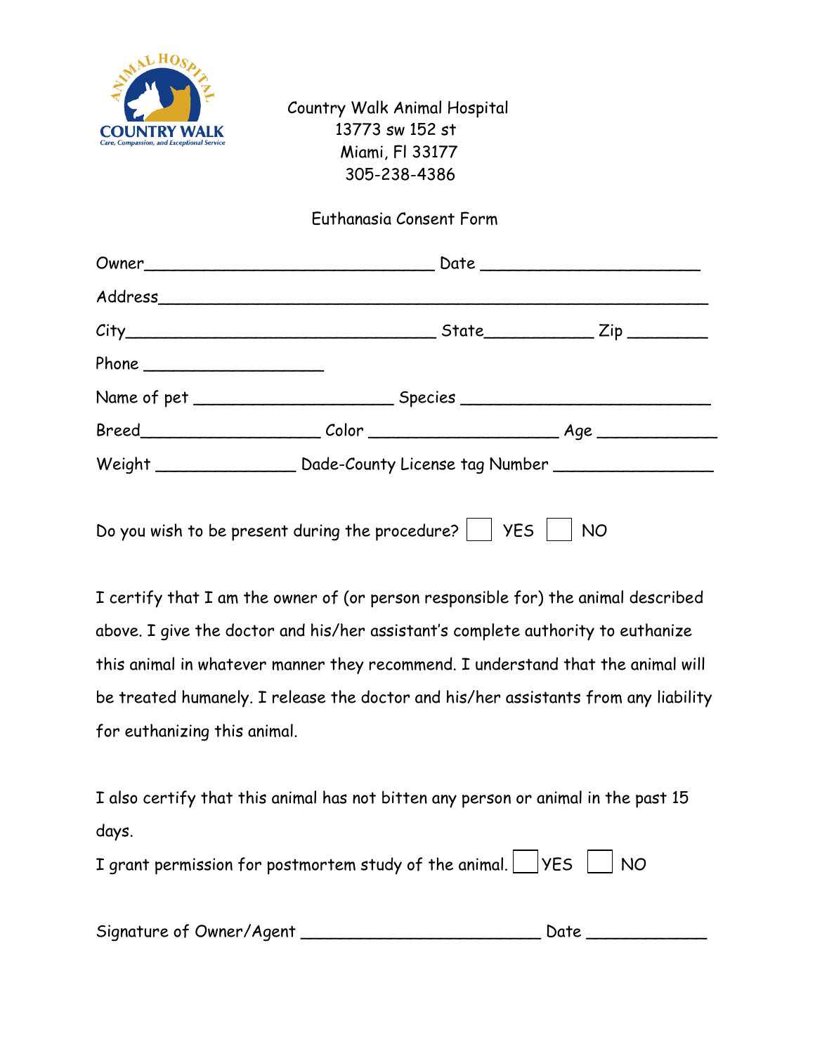ANIMAL HOSPITAL
COUNTRY WALK
Care, Compassion, and Exceptional Service

Country Walk Animal Hospital
13773 sw 152 st
Miami, Fl 33177
305-238-4386

Euthanasia Consent Form

Owner_______________________________ Date _______________________

Address_____________________________________________________________

City_________________________________ State___________ Zip ________

Phone ____________________

Name of pet ____________________ Species __________________________

Breed__________________ Color ____________________ Age ____________

Weight _______________ Dade-County License tag Number ________________

Do you wish to be present during the procedure? ☐ YES ☐ NO

I certify that I am the owner of (or person responsible for) the animal described above. I give the doctor and his/her assistant's complete authority to euthanize this animal in whatever manner they recommend. I understand that the animal will be treated humanely. I release the doctor and his/her assistants from any liability for euthanizing this animal.

I also certify that this animal has not bitten any person or animal in the past 15 days.

I grant permission for postmortem study of the animal. ☐ YES ☐ NO

Signature of Owner/Agent _________________________ Date ____________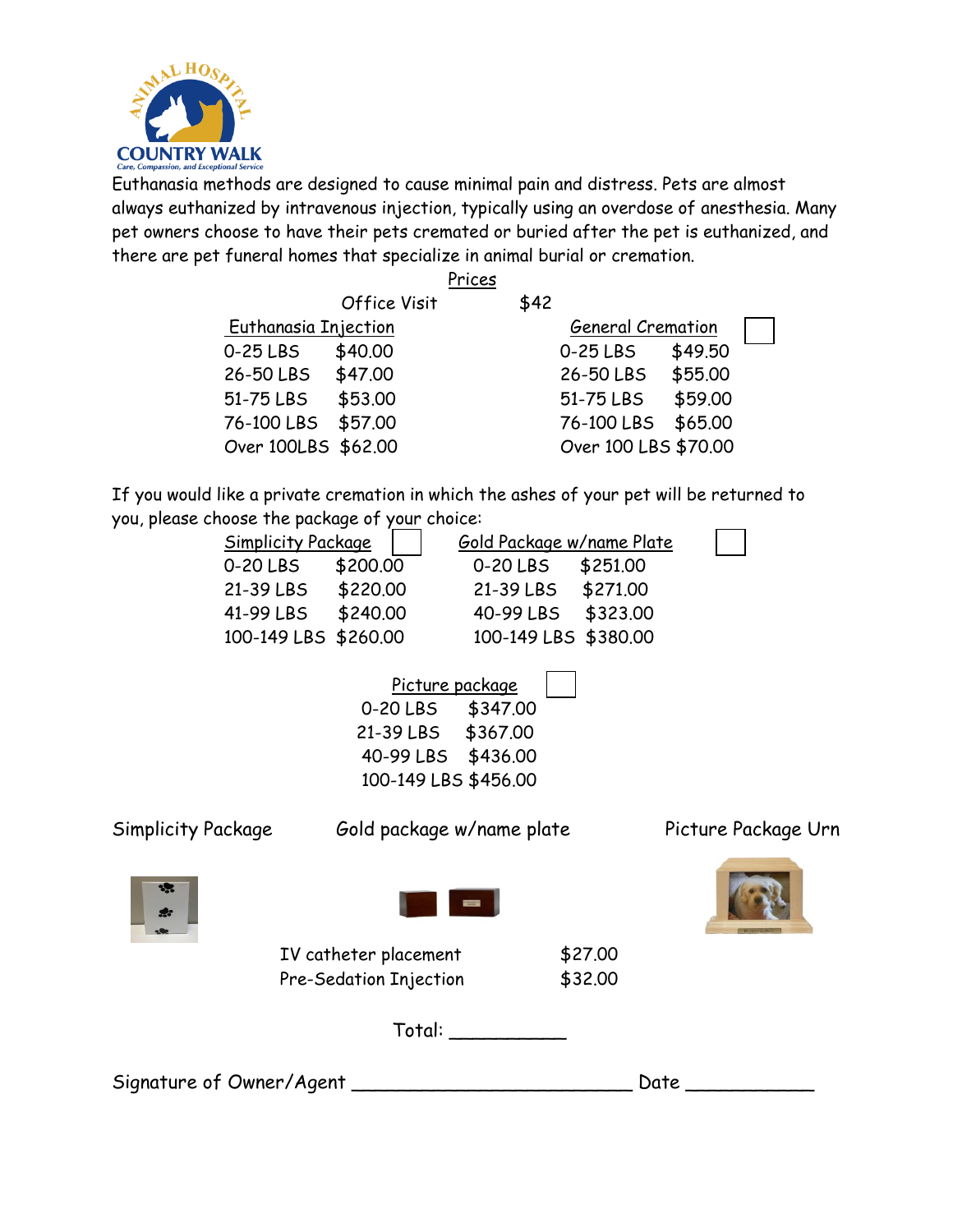COUNTRY WALK ANIMAL HOSPITAL

Care, Compassion, and Exceptional Service

Euthanasia methods are designed to cause minimal pain and distress. Pets are almost always euthanized by intravenous injection, typically using an overdose of anesthesia. Many pet owners choose to have their pets cremated or buried after the pet is euthanized, and there are pet funeral homes that specialize in animal burial or cremation.

## Prices

Office Visit $42

| Euthanasia Injection | | General Cremation ☐ | |
|---|---|---|---|
| 0-25 LBS | $40.00 | 0-25 LBS | $49.50 |
| 26-50 LBS | $47.00 | 26-50 LBS | $55.00 |
| 51-75 LBS | $53.00 | 51-75 LBS | $59.00 |
| 76-100 LBS | $57.00 | 76-100 LBS | $65.00 |
| Over 100LBS | $62.00 | Over 100 LBS | $70.00 |

If you would like a private cremation in which the ashes of your pet will be returned to you, please choose the package of your choice:

| Simplicity Package ☐ | | Gold Package w/name Plate ☐ | |
|---|---|---|---|
| 0-20 LBS | $200.00 | 0-20 LBS | $251.00 |
| 21-39 LBS | $220.00 | 21-39 LBS | $271.00 |
| 41-99 LBS | $240.00 | 40-99 LBS | $323.00 |
| 100-149 LBS | $260.00 | 100-149 LBS | $380.00 |

| Picture package ☐ | |
|---|---|
| 0-20 LBS | $347.00 |
| 21-39 LBS | $367.00 |
| 40-99 LBS | $436.00 |
| 100-149 LBS | $456.00 |

Simplicity Package

Gold package w/name plate

Picture Package Urn

| | |
|---|---|
| IV catheter placement | $27.00 |
| Pre-Sedation Injection | $32.00 |

Total: ___________

Signature of Owner/Agent __________________________ Date ___________